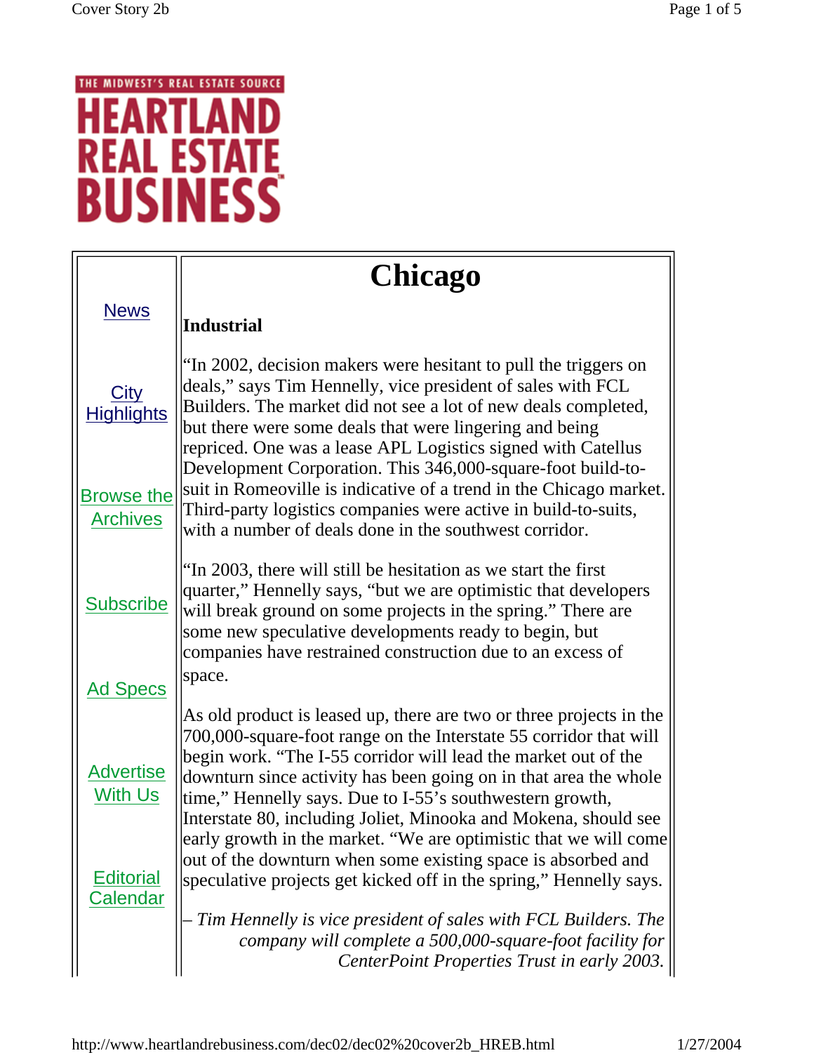# HEARTLAND REAL ESTATE BUSINESS

THE MIDWEST'S REAL ESTATE SOURCE

News

City Highlights

Browse the Archives

Subscribe

Ad Specs

Advertise With Us

Editorial Calendar

# Chicago

## Industrial

"In 2002, decision makers were hesitant to pull the triggers on deals," says Tim Hennelly, vice president of sales with FCL Builders. The market did not see a lot of new deals completed, but there were some deals that were lingering and being repriced. One was a lease APL Logistics signed with Catellus Development Corporation. This 346,000-square-foot build-to-suit in Romeoville is indicative of a trend in the Chicago market. Third-party logistics companies were active in build-to-suits, with a number of deals done in the southwest corridor.

"In 2003, there will still be hesitation as we start the first quarter," Hennelly says, "but we are optimistic that developers will break ground on some projects in the spring." There are some new speculative developments ready to begin, but companies have restrained construction due to an excess of space.

As old product is leased up, there are two or three projects in the 700,000-square-foot range on the Interstate 55 corridor that will begin work. "The I-55 corridor will lead the market out of the downturn since activity has been going on in that area the whole time," Hennelly says. Due to I-55's southwestern growth, Interstate 80, including Joliet, Minooka and Mokena, should see early growth in the market. "We are optimistic that we will come out of the downturn when some existing space is absorbed and speculative projects get kicked off in the spring," Hennelly says.

*– Tim Hennelly is vice president of sales with FCL Builders. The company will complete a 500,000-square-foot facility for CenterPoint Properties Trust in early 2003.*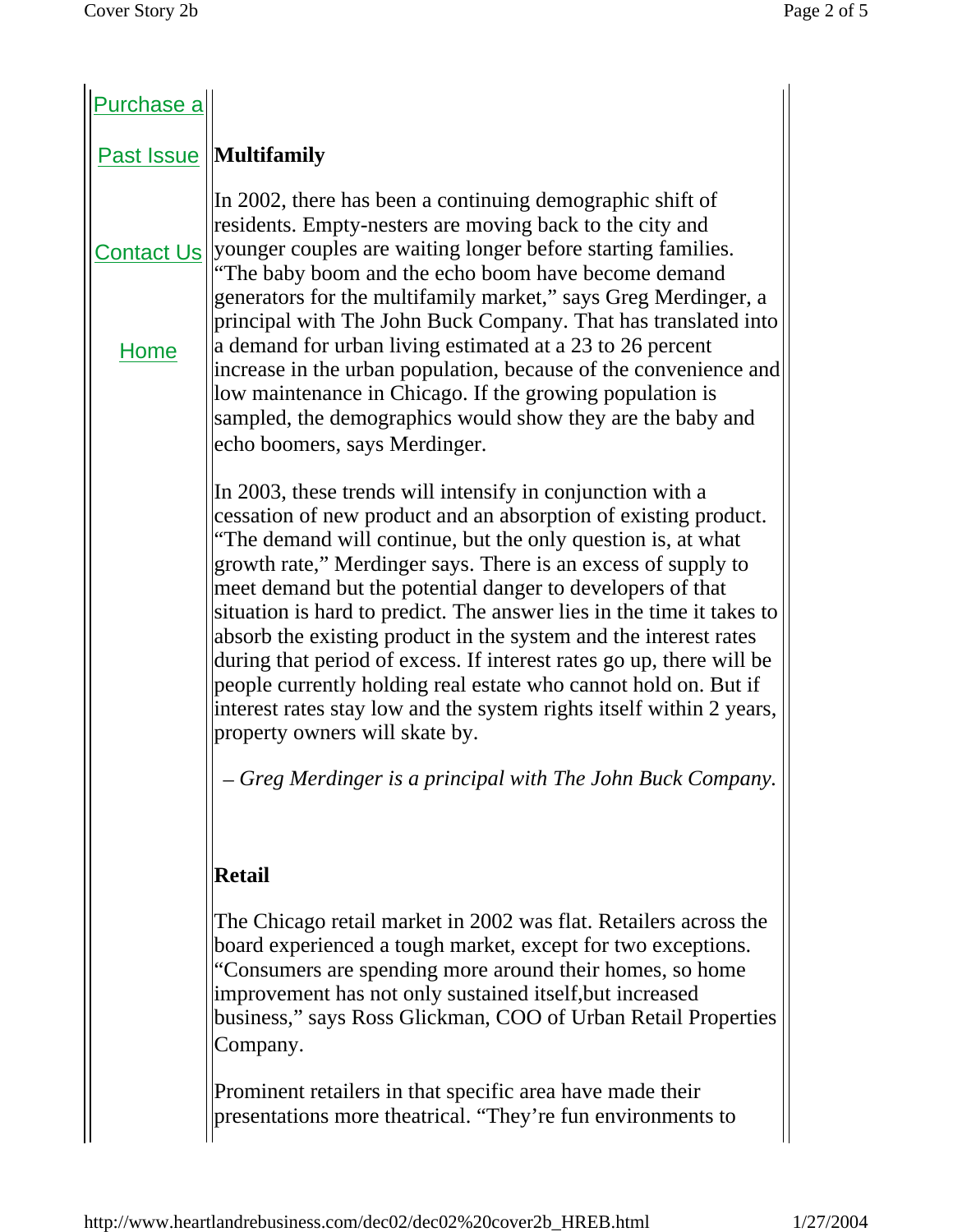## Multifamily

In 2002, there has been a continuing demographic shift of residents. Empty-nesters are moving back to the city and younger couples are waiting longer before starting families. "The baby boom and the echo boom have become demand generators for the multifamily market," says Greg Merdinger, a principal with The John Buck Company. That has translated into a demand for urban living estimated at a 23 to 26 percent increase in the urban population, because of the convenience and low maintenance in Chicago. If the growing population is sampled, the demographics would show they are the baby and echo boomers, says Merdinger.

In 2003, these trends will intensify in conjunction with a cessation of new product and an absorption of existing product. "The demand will continue, but the only question is, at what growth rate," Merdinger says. There is an excess of supply to meet demand but the potential danger to developers of that situation is hard to predict. The answer lies in the time it takes to absorb the existing product in the system and the interest rates during that period of excess. If interest rates go up, there will be people currently holding real estate who cannot hold on. But if interest rates stay low and the system rights itself within 2 years, property owners will skate by.

*– Greg Merdinger is a principal with The John Buck Company.*

## Retail

The Chicago retail market in 2002 was flat. Retailers across the board experienced a tough market, except for two exceptions. "Consumers are spending more around their homes, so home improvement has not only sustained itself,but increased business," says Ross Glickman, COO of Urban Retail Properties Company.

Prominent retailers in that specific area have made their presentations more theatrical. "They're fun environments to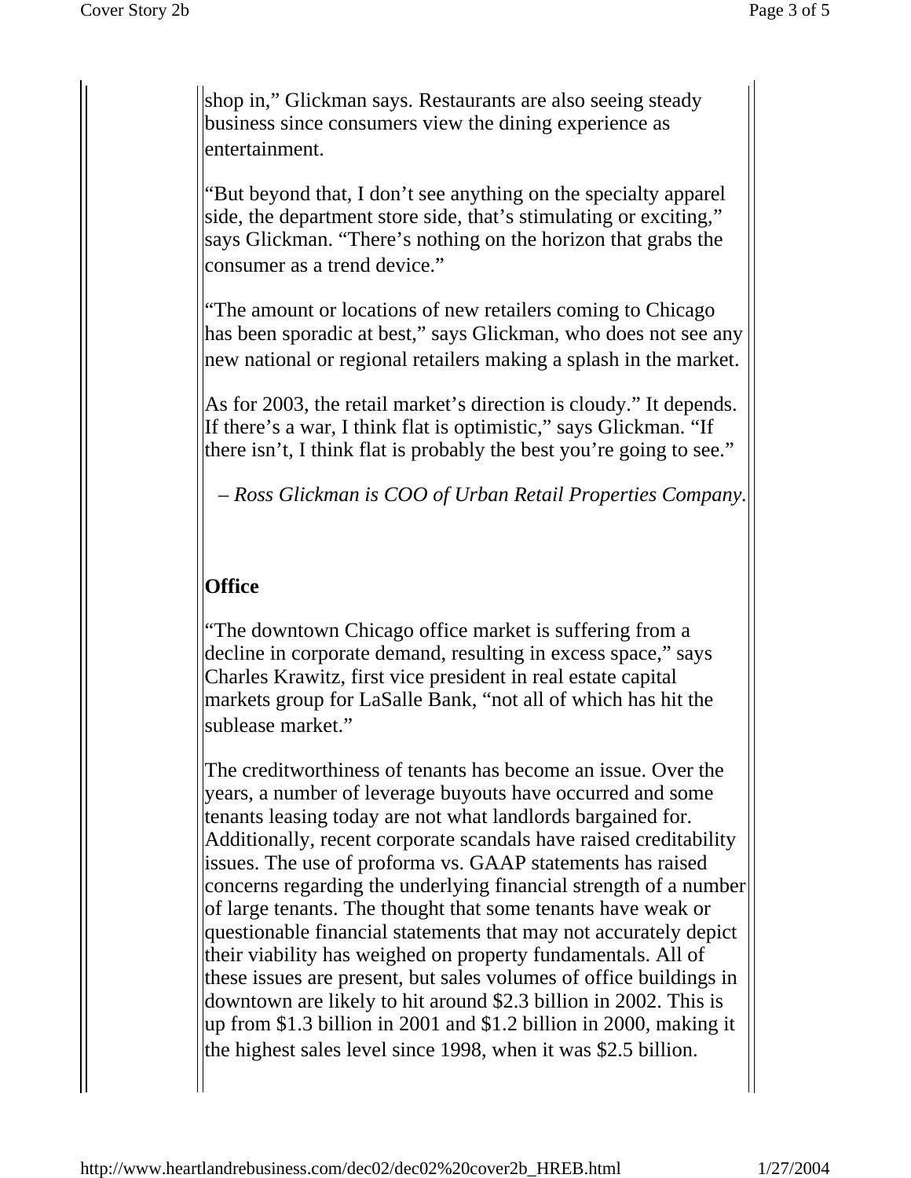shop in," Glickman says. Restaurants are also seeing steady business since consumers view the dining experience as entertainment.

"But beyond that, I don't see anything on the specialty apparel side, the department store side, that's stimulating or exciting," says Glickman. "There's nothing on the horizon that grabs the consumer as a trend device."

"The amount or locations of new retailers coming to Chicago has been sporadic at best," says Glickman, who does not see any new national or regional retailers making a splash in the market.

As for 2003, the retail market's direction is cloudy." It depends. If there's a war, I think flat is optimistic," says Glickman. "If there isn't, I think flat is probably the best you're going to see."

*– Ross Glickman is COO of Urban Retail Properties Company.*

**Office**

"The downtown Chicago office market is suffering from a decline in corporate demand, resulting in excess space," says Charles Krawitz, first vice president in real estate capital markets group for LaSalle Bank, "not all of which has hit the sublease market."

The creditworthiness of tenants has become an issue. Over the years, a number of leverage buyouts have occurred and some tenants leasing today are not what landlords bargained for. Additionally, recent corporate scandals have raised creditability issues. The use of proforma vs. GAAP statements has raised concerns regarding the underlying financial strength of a number of large tenants. The thought that some tenants have weak or questionable financial statements that may not accurately depict their viability has weighed on property fundamentals. All of these issues are present, but sales volumes of office buildings in downtown are likely to hit around $2.3 billion in 2002. This is up from $1.3 billion in 2001 and $1.2 billion in 2000, making it the highest sales level since 1998, when it was $2.5 billion.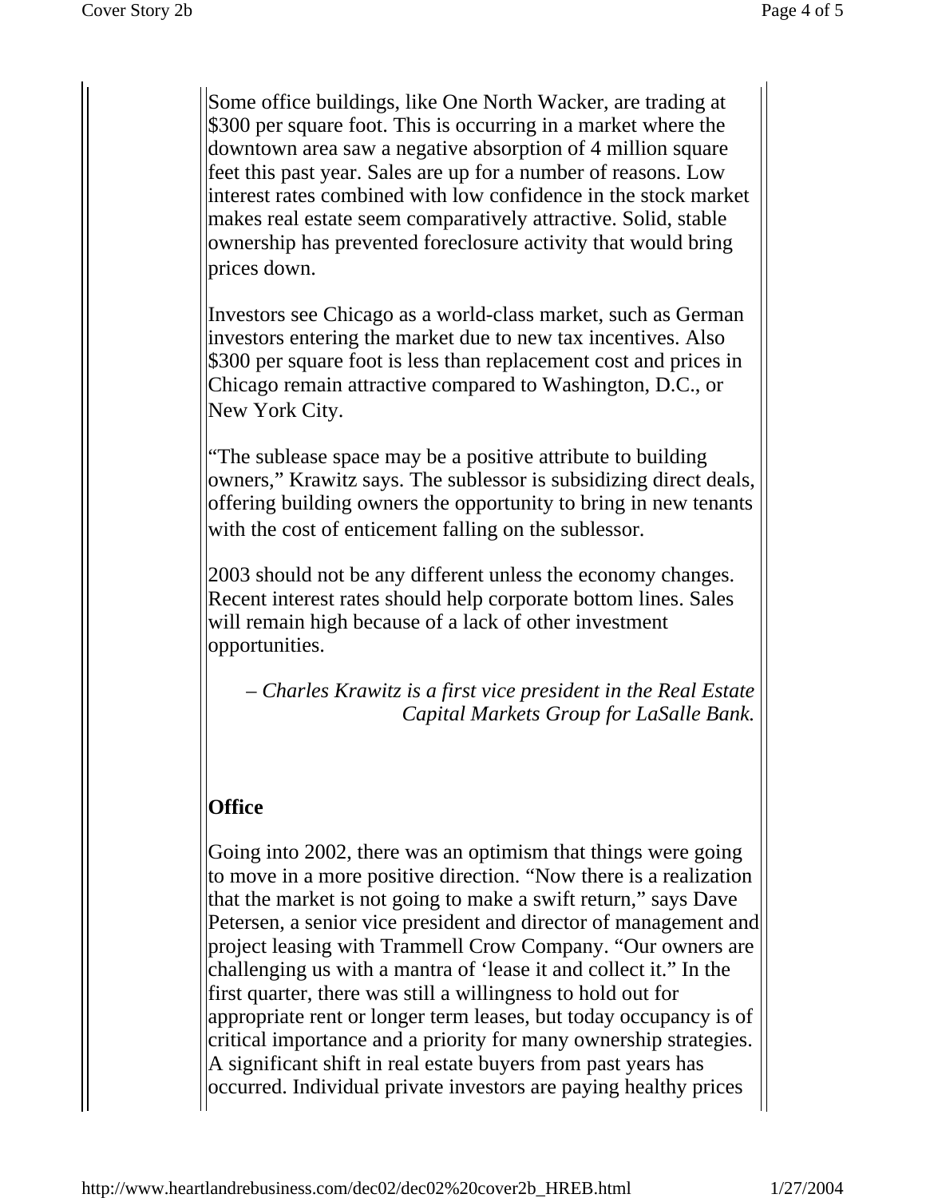Some office buildings, like One North Wacker, are trading at $300 per square foot. This is occurring in a market where the downtown area saw a negative absorption of 4 million square feet this past year. Sales are up for a number of reasons. Low interest rates combined with low confidence in the stock market makes real estate seem comparatively attractive. Solid, stable ownership has prevented foreclosure activity that would bring prices down.

Investors see Chicago as a world-class market, such as German investors entering the market due to new tax incentives. Also $300 per square foot is less than replacement cost and prices in Chicago remain attractive compared to Washington, D.C., or New York City.

"The sublease space may be a positive attribute to building owners," Krawitz says. The sublessor is subsidizing direct deals, offering building owners the opportunity to bring in new tenants with the cost of enticement falling on the sublessor.

2003 should not be any different unless the economy changes. Recent interest rates should help corporate bottom lines. Sales will remain high because of a lack of other investment opportunities.

*– Charles Krawitz is a first vice president in the Real Estate Capital Markets Group for LaSalle Bank.*

**Office**

Going into 2002, there was an optimism that things were going to move in a more positive direction. "Now there is a realization that the market is not going to make a swift return," says Dave Petersen, a senior vice president and director of management and project leasing with Trammell Crow Company. "Our owners are challenging us with a mantra of 'lease it and collect it." In the first quarter, there was still a willingness to hold out for appropriate rent or longer term leases, but today occupancy is of critical importance and a priority for many ownership strategies. A significant shift in real estate buyers from past years has occurred. Individual private investors are paying healthy prices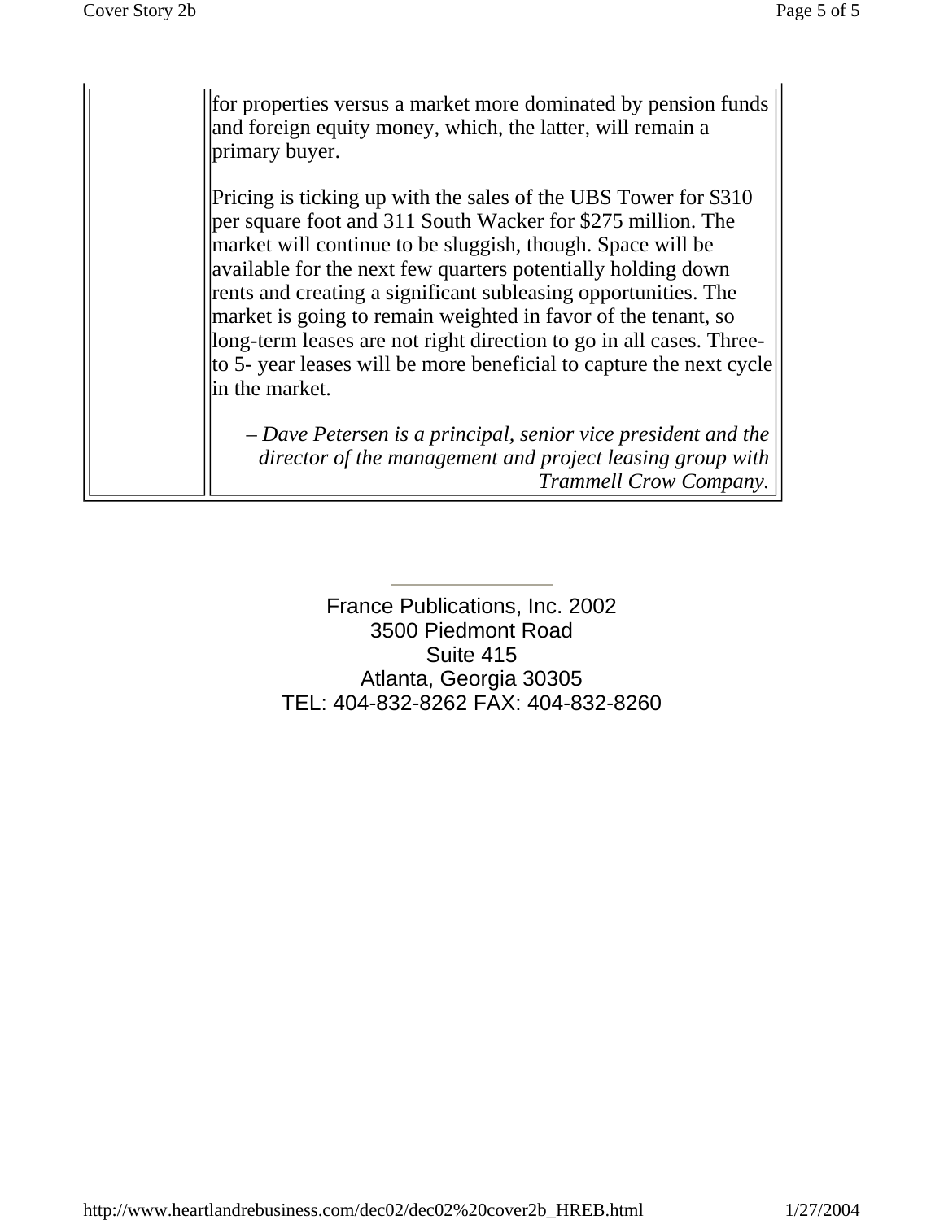for properties versus a market more dominated by pension funds and foreign equity money, which, the latter, will remain a primary buyer.

Pricing is ticking up with the sales of the UBS Tower for $310 per square foot and 311 South Wacker for $275 million. The market will continue to be sluggish, though. Space will be available for the next few quarters potentially holding down rents and creating a significant subleasing opportunities. The market is going to remain weighted in favor of the tenant, so long-term leases are not right direction to go in all cases. Three- to 5- year leases will be more beneficial to capture the next cycle in the market.

*– Dave Petersen is a principal, senior vice president and the director of the management and project leasing group with Trammell Crow Company.*

---

France Publications, Inc. 2002
3500 Piedmont Road
Suite 415
Atlanta, Georgia 30305
TEL: 404-832-8262 FAX: 404-832-8260